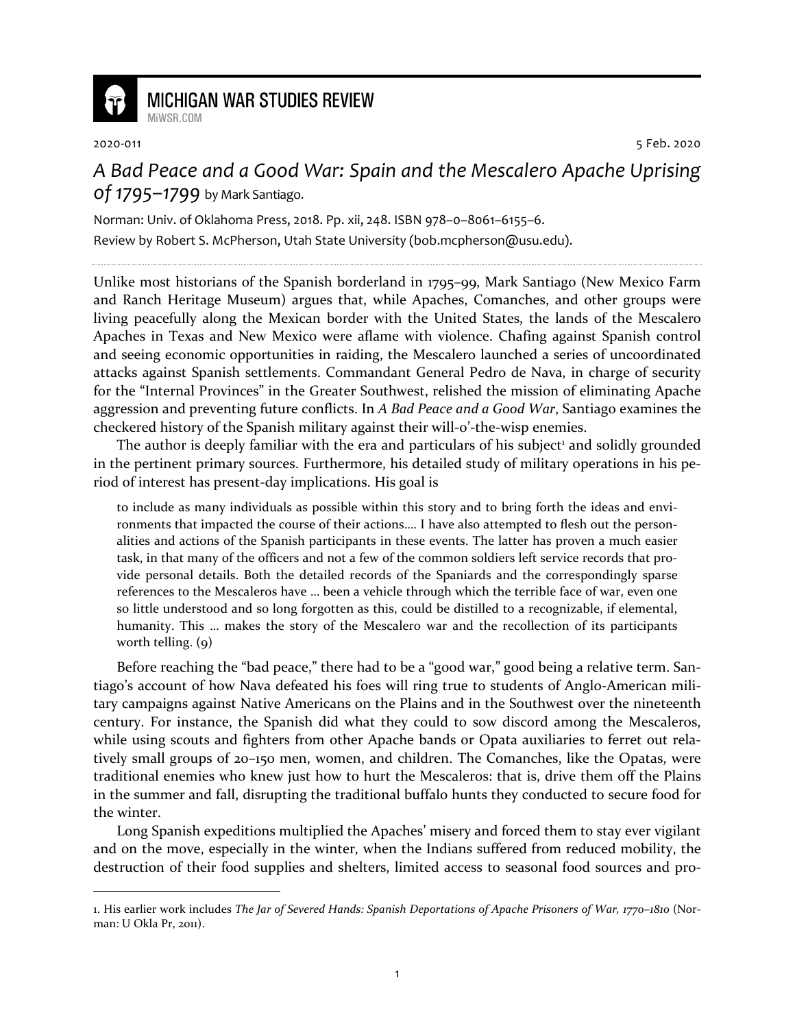MICHIGAN WAR STUDIES REVIEW
MiWSR.COM

2020-011 5 Feb. 2020

# *A Bad Peace and a Good War: Spain and the Mescalero Apache Uprising of 1795–1799* by Mark Santiago.

Norman: Univ. of Oklahoma Press, 2018. Pp. xii, 248. ISBN 978–0–8061–6155–6.

Review by Robert S. McPherson, Utah State University (bob.mcpherson@usu.edu).

---

Unlike most historians of the Spanish borderland in 1795–99, Mark Santiago (New Mexico Farm and Ranch Heritage Museum) argues that, while Apaches, Comanches, and other groups were living peacefully along the Mexican border with the United States, the lands of the Mescalero Apaches in Texas and New Mexico were aflame with violence. Chafing against Spanish control and seeing economic opportunities in raiding, the Mescalero launched a series of uncoordinated attacks against Spanish settlements. Commandant General Pedro de Nava, in charge of security for the "Internal Provinces" in the Greater Southwest, relished the mission of eliminating Apache aggression and preventing future conflicts. In *A Bad Peace and a Good War*, Santiago examines the checkered history of the Spanish military against their will-o'-the-wisp enemies.

The author is deeply familiar with the era and particulars of his subject[1] and solidly grounded in the pertinent primary sources. Furthermore, his detailed study of military operations in his period of interest has present-day implications. His goal is

> to include as many individuals as possible within this story and to bring forth the ideas and environments that impacted the course of their actions.... I have also attempted to flesh out the personalities and actions of the Spanish participants in these events. The latter has proven a much easier task, in that many of the officers and not a few of the common soldiers left service records that provide personal details. Both the detailed records of the Spaniards and the correspondingly sparse references to the Mescaleros have ... been a vehicle through which the terrible face of war, even one so little understood and so long forgotten as this, could be distilled to a recognizable, if elemental, humanity. This ... makes the story of the Mescalero war and the recollection of its participants worth telling. (9)

Before reaching the "bad peace," there had to be a "good war," good being a relative term. Santiago's account of how Nava defeated his foes will ring true to students of Anglo-American military campaigns against Native Americans on the Plains and in the Southwest over the nineteenth century. For instance, the Spanish did what they could to sow discord among the Mescaleros, while using scouts and fighters from other Apache bands or Opata auxiliaries to ferret out relatively small groups of 20–150 men, women, and children. The Comanches, like the Opatas, were traditional enemies who knew just how to hurt the Mescaleros: that is, drive them off the Plains in the summer and fall, disrupting the traditional buffalo hunts they conducted to secure food for the winter.

Long Spanish expeditions multiplied the Apaches' misery and forced them to stay ever vigilant and on the move, especially in the winter, when the Indians suffered from reduced mobility, the destruction of their food supplies and shelters, limited access to seasonal food sources and pro-

---

1. His earlier work includes *The Jar of Severed Hands: Spanish Deportations of Apache Prisoners of War, 1770–1810* (Norman: U Okla Pr, 2011).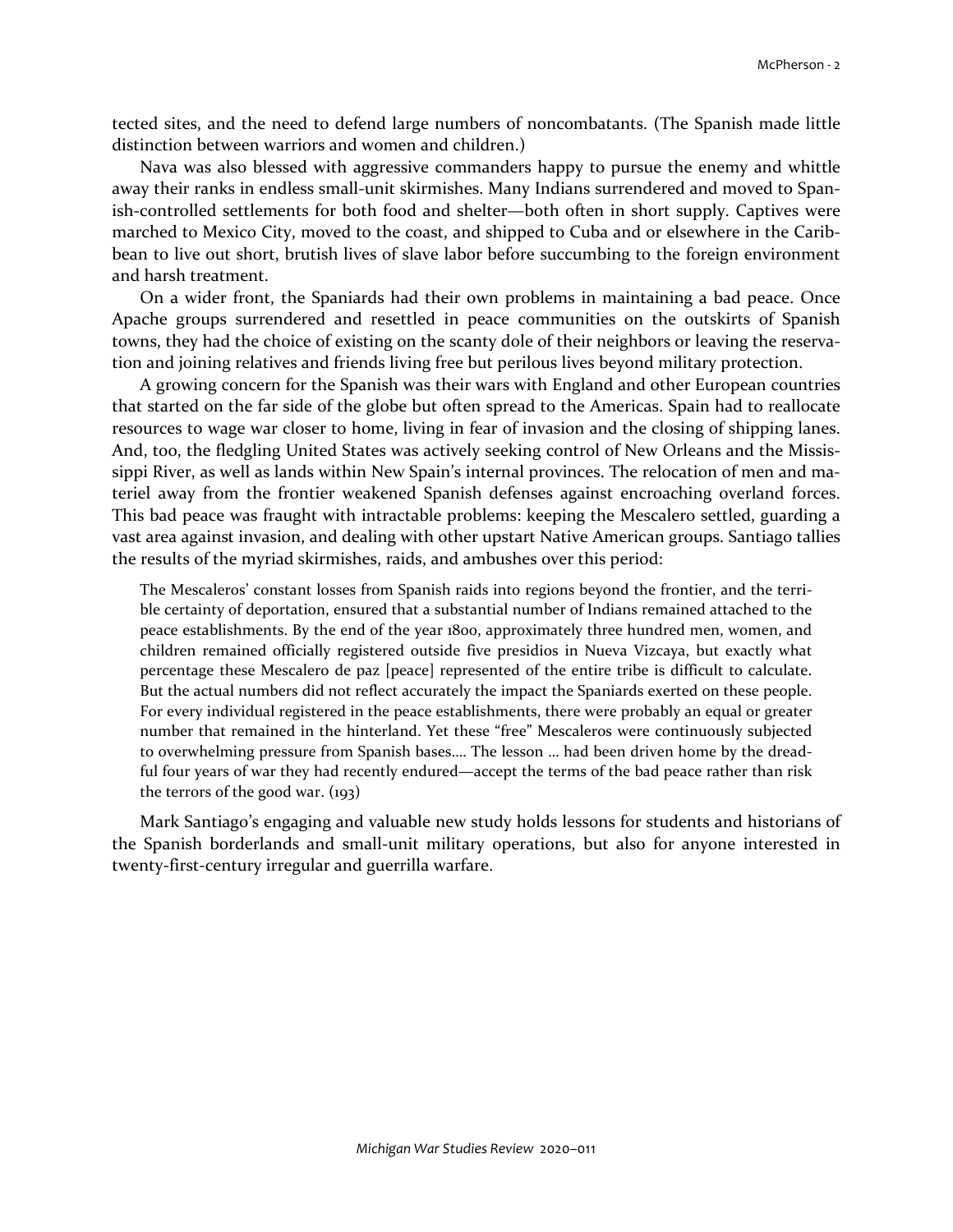tected sites, and the need to defend large numbers of noncombatants. (The Spanish made little distinction between warriors and women and children.)

Nava was also blessed with aggressive commanders happy to pursue the enemy and whittle away their ranks in endless small-unit skirmishes. Many Indians surrendered and moved to Spanish-controlled settlements for both food and shelter—both often in short supply. Captives were marched to Mexico City, moved to the coast, and shipped to Cuba and or elsewhere in the Caribbean to live out short, brutish lives of slave labor before succumbing to the foreign environment and harsh treatment.

On a wider front, the Spaniards had their own problems in maintaining a bad peace. Once Apache groups surrendered and resettled in peace communities on the outskirts of Spanish towns, they had the choice of existing on the scanty dole of their neighbors or leaving the reservation and joining relatives and friends living free but perilous lives beyond military protection.

A growing concern for the Spanish was their wars with England and other European countries that started on the far side of the globe but often spread to the Americas. Spain had to reallocate resources to wage war closer to home, living in fear of invasion and the closing of shipping lanes. And, too, the fledgling United States was actively seeking control of New Orleans and the Mississippi River, as well as lands within New Spain's internal provinces. The relocation of men and materiel away from the frontier weakened Spanish defenses against encroaching overland forces. This bad peace was fraught with intractable problems: keeping the Mescalero settled, guarding a vast area against invasion, and dealing with other upstart Native American groups. Santiago tallies the results of the myriad skirmishes, raids, and ambushes over this period:

> The Mescaleros' constant losses from Spanish raids into regions beyond the frontier, and the terrible certainty of deportation, ensured that a substantial number of Indians remained attached to the peace establishments. By the end of the year 1800, approximately three hundred men, women, and children remained officially registered outside five presidios in Nueva Vizcaya, but exactly what percentage these Mescalero de paz [peace] represented of the entire tribe is difficult to calculate. But the actual numbers did not reflect accurately the impact the Spaniards exerted on these people. For every individual registered in the peace establishments, there were probably an equal or greater number that remained in the hinterland. Yet these "free" Mescaleros were continuously subjected to overwhelming pressure from Spanish bases.... The lesson ... had been driven home by the dreadful four years of war they had recently endured—accept the terms of the bad peace rather than risk the terrors of the good war. (193)

Mark Santiago's engaging and valuable new study holds lessons for students and historians of the Spanish borderlands and small-unit military operations, but also for anyone interested in twenty-first-century irregular and guerrilla warfare.